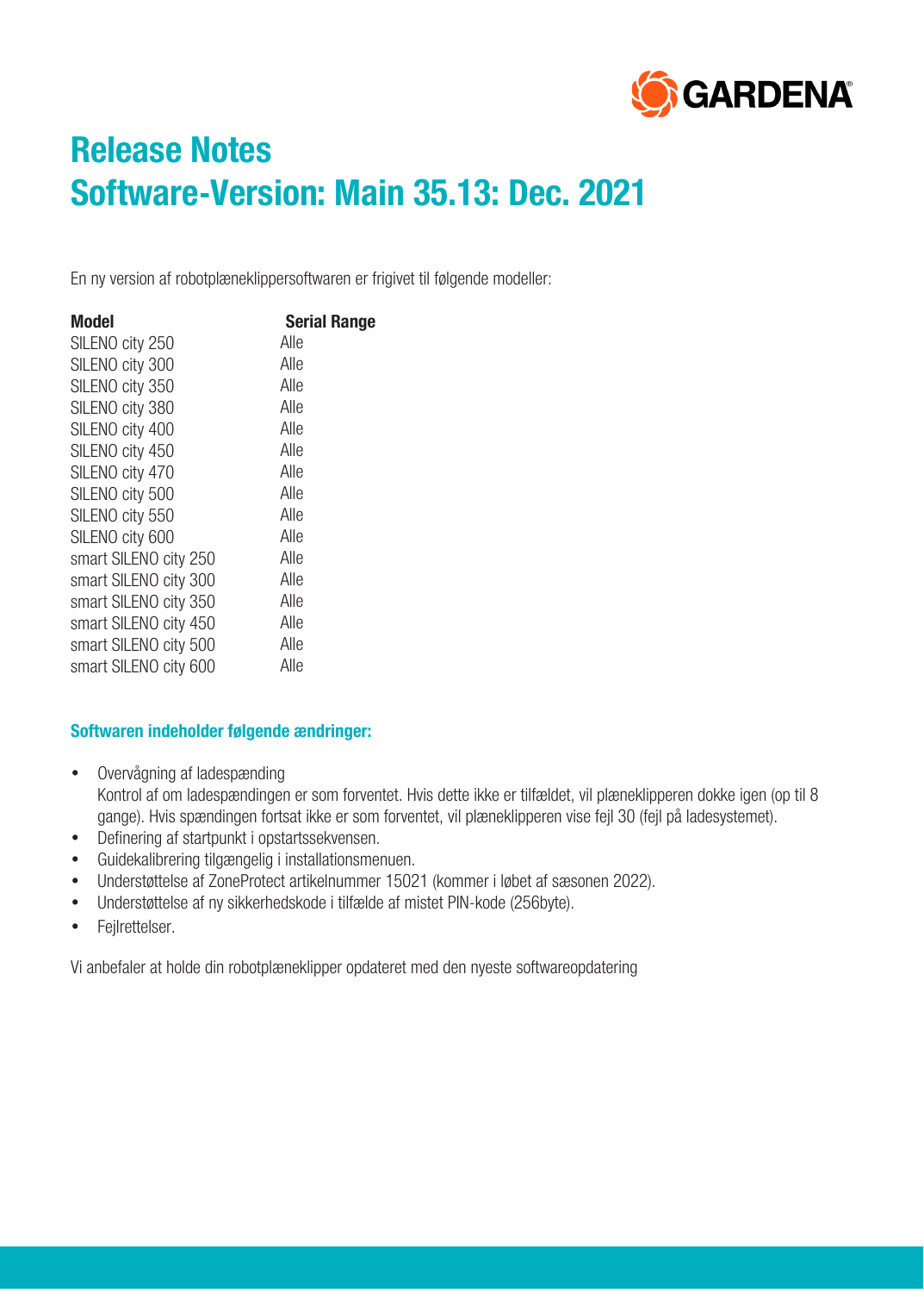GARDENA

# Release Notes
# Software-Version: Main 35.13: Dec. 2021

En ny version af robotplæneklippersoftwaren er frigivet til følgende modeller:

| Model | Serial Range |
| --- | --- |
| SILENO city 250 | Alle |
| SILENO city 300 | Alle |
| SILENO city 350 | Alle |
| SILENO city 380 | Alle |
| SILENO city 400 | Alle |
| SILENO city 450 | Alle |
| SILENO city 470 | Alle |
| SILENO city 500 | Alle |
| SILENO city 550 | Alle |
| SILENO city 600 | Alle |
| smart SILENO city 250 | Alle |
| smart SILENO city 300 | Alle |
| smart SILENO city 350 | Alle |
| smart SILENO city 450 | Alle |
| smart SILENO city 500 | Alle |
| smart SILENO city 600 | Alle |

### Softwaren indeholder følgende ændringer:

- Overvågning af ladespænding
  Kontrol af om ladespændingen er som forventet. Hvis dette ikke er tilfældet, vil plæneklipperen dokke igen (op til 8 gange). Hvis spændingen fortsat ikke er som forventet, vil plæneklipperen vise fejl 30 (fejl på ladesystemet).
- Definering af startpunkt i opstartssekvensen.
- Guidekalibrering tilgængelig i installationsmenuen.
- Understøttelse af ZoneProtect artikelnummer 15021 (kommer i løbet af sæsonen 2022).
- Understøttelse af ny sikkerhedskode i tilfælde af mistet PIN-kode (256byte).
- Fejlrettelser.

Vi anbefaler at holde din robotplæneklipper opdateret med den nyeste softwareopdatering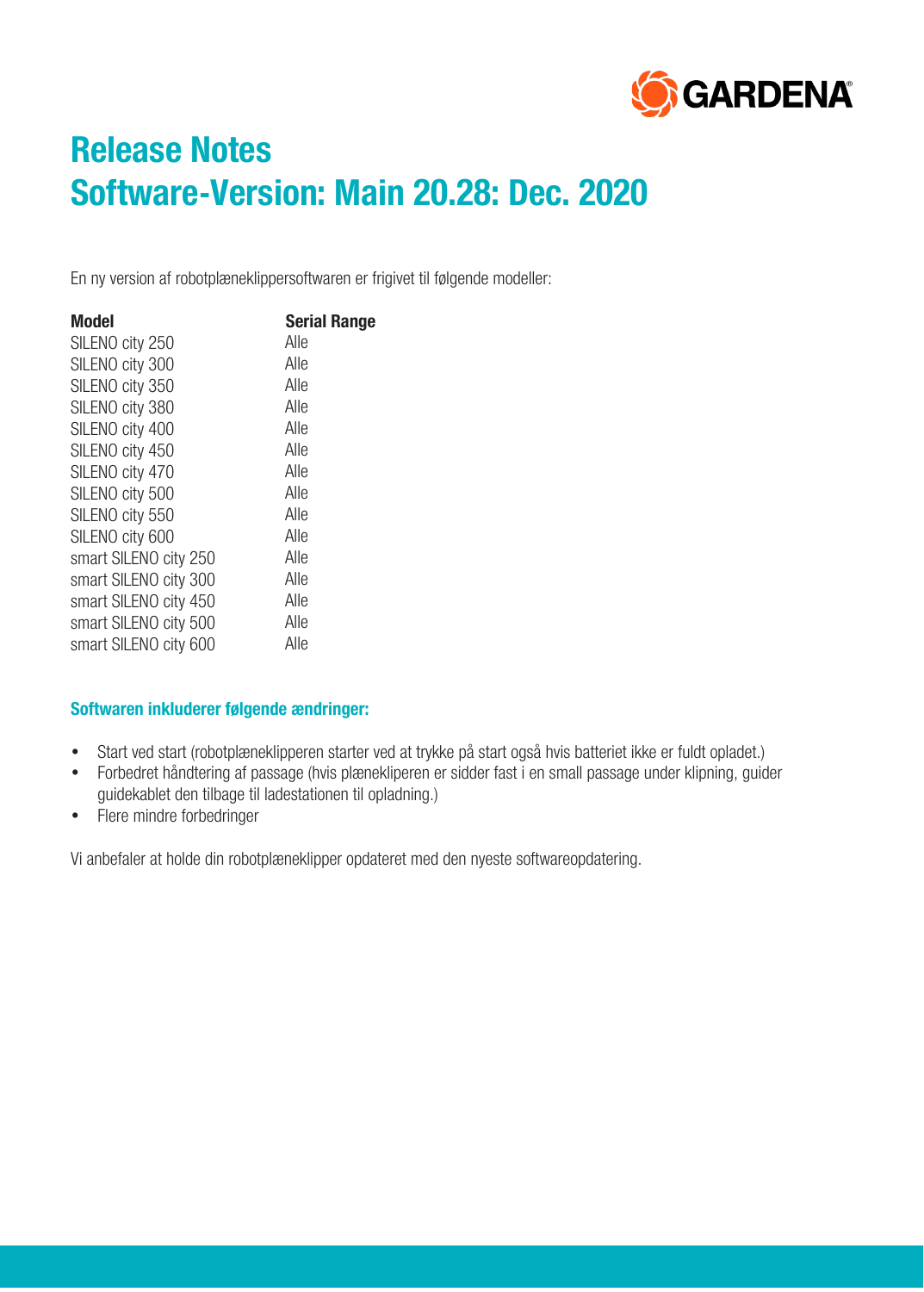# Release Notes
# Software-Version: Main 20.28: Dec. 2020

En ny version af robotplæneklippersoftwaren er frigivet til følgende modeller:

| Model | Serial Range |
|---|---|
| SILENO city 250 | Alle |
| SILENO city 300 | Alle |
| SILENO city 350 | Alle |
| SILENO city 380 | Alle |
| SILENO city 400 | Alle |
| SILENO city 450 | Alle |
| SILENO city 470 | Alle |
| SILENO city 500 | Alle |
| SILENO city 550 | Alle |
| SILENO city 600 | Alle |
| smart SILENO city 250 | Alle |
| smart SILENO city 300 | Alle |
| smart SILENO city 450 | Alle |
| smart SILENO city 500 | Alle |
| smart SILENO city 600 | Alle |

### Softwaren inkluderer følgende ændringer:

- Start ved start (robotplæneklipperen starter ved at trykke på start også hvis batteriet ikke er fuldt opladet.)
- Forbedret håndtering af passage (hvis plænekliperen er sidder fast i en small passage under klipning, guider guidekablet den tilbage til ladestationen til opladning.)
- Flere mindre forbedringer

Vi anbefaler at holde din robotplæneklipper opdateret med den nyeste softwareopdatering.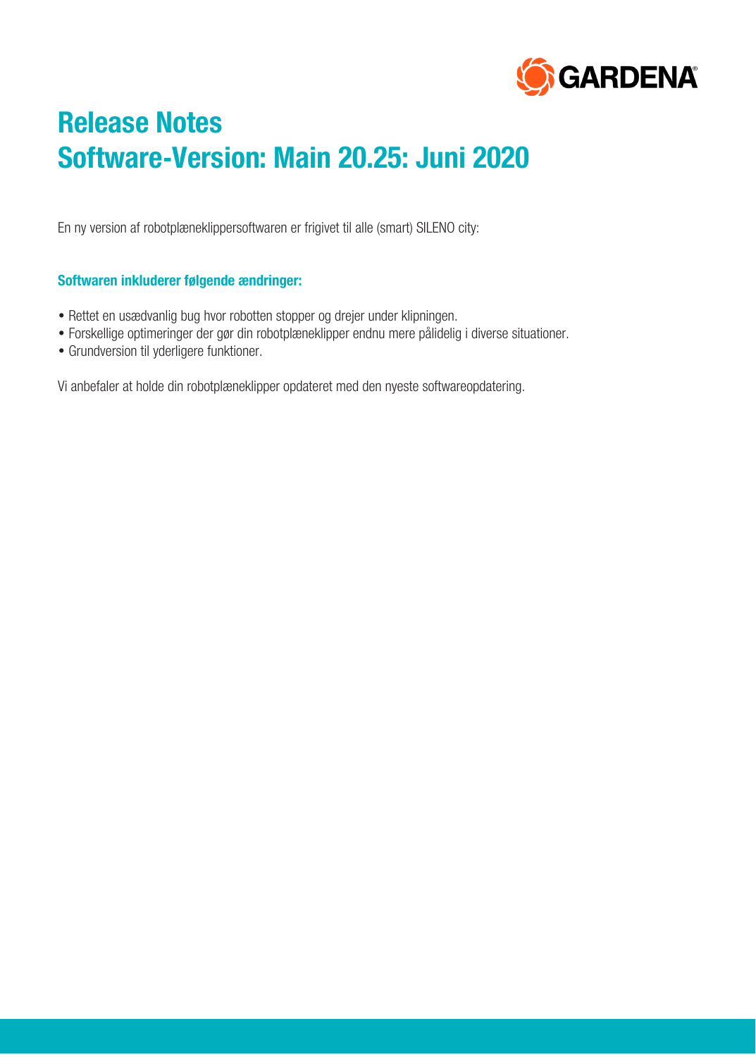# Release Notes
# Software-Version: Main 20.25: Juni 2020

En ny version af robotplæneklippersoftwaren er frigivet til alle (smart) SILENO city:

**Softwaren inkluderer følgende ændringer:**

- Rettet en usædvanlig bug hvor robotten stopper og drejer under klipningen.
- Forskellige optimeringer der gør din robotplæneklipper endnu mere pålidelig i diverse situationer.
- Grundversion til yderligere funktioner.

Vi anbefaler at holde din robotplæneklipper opdateret med den nyeste softwareopdatering.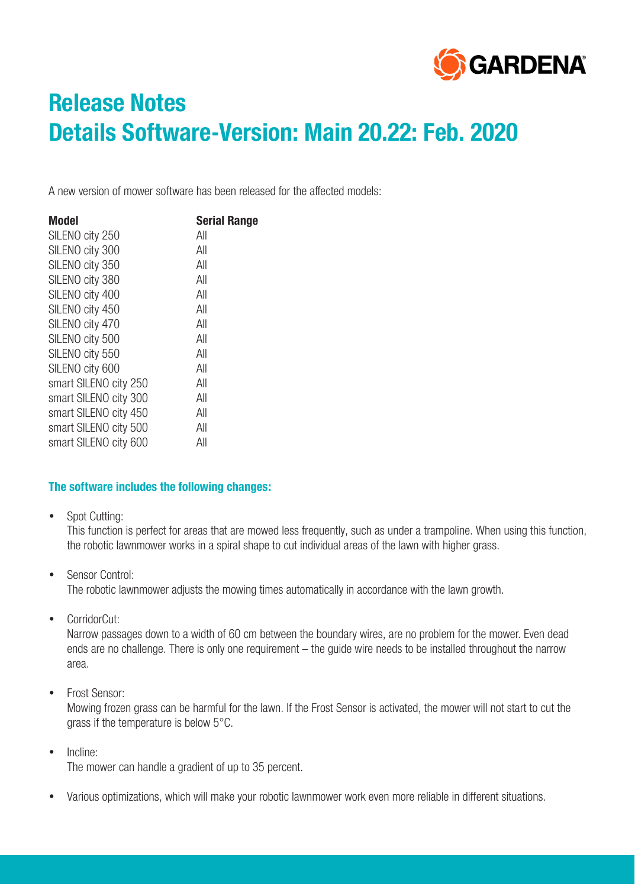# Release Notes

# Details Software-Version: Main 20.22: Feb. 2020

A new version of mower software has been released for the affected models:

| Model | Serial Range |
|---|---|
| SILENO city 250 | All |
| SILENO city 300 | All |
| SILENO city 350 | All |
| SILENO city 380 | All |
| SILENO city 400 | All |
| SILENO city 450 | All |
| SILENO city 470 | All |
| SILENO city 500 | All |
| SILENO city 550 | All |
| SILENO city 600 | All |
| smart SILENO city 250 | All |
| smart SILENO city 300 | All |
| smart SILENO city 450 | All |
| smart SILENO city 500 | All |
| smart SILENO city 600 | All |

### The software includes the following changes:

- Spot Cutting:
  This function is perfect for areas that are mowed less frequently, such as under a trampoline. When using this function, the robotic lawnmower works in a spiral shape to cut individual areas of the lawn with higher grass.

- Sensor Control:
  The robotic lawnmower adjusts the mowing times automatically in accordance with the lawn growth.

- CorridorCut:
  Narrow passages down to a width of 60 cm between the boundary wires, are no problem for the mower. Even dead ends are no challenge. There is only one requirement – the guide wire needs to be installed throughout the narrow area.

- Frost Sensor:
  Mowing frozen grass can be harmful for the lawn. If the Frost Sensor is activated, the mower will not start to cut the grass if the temperature is below 5°C.

- Incline:
  The mower can handle a gradient of up to 35 percent.

- Various optimizations, which will make your robotic lawnmower work even more reliable in different situations.